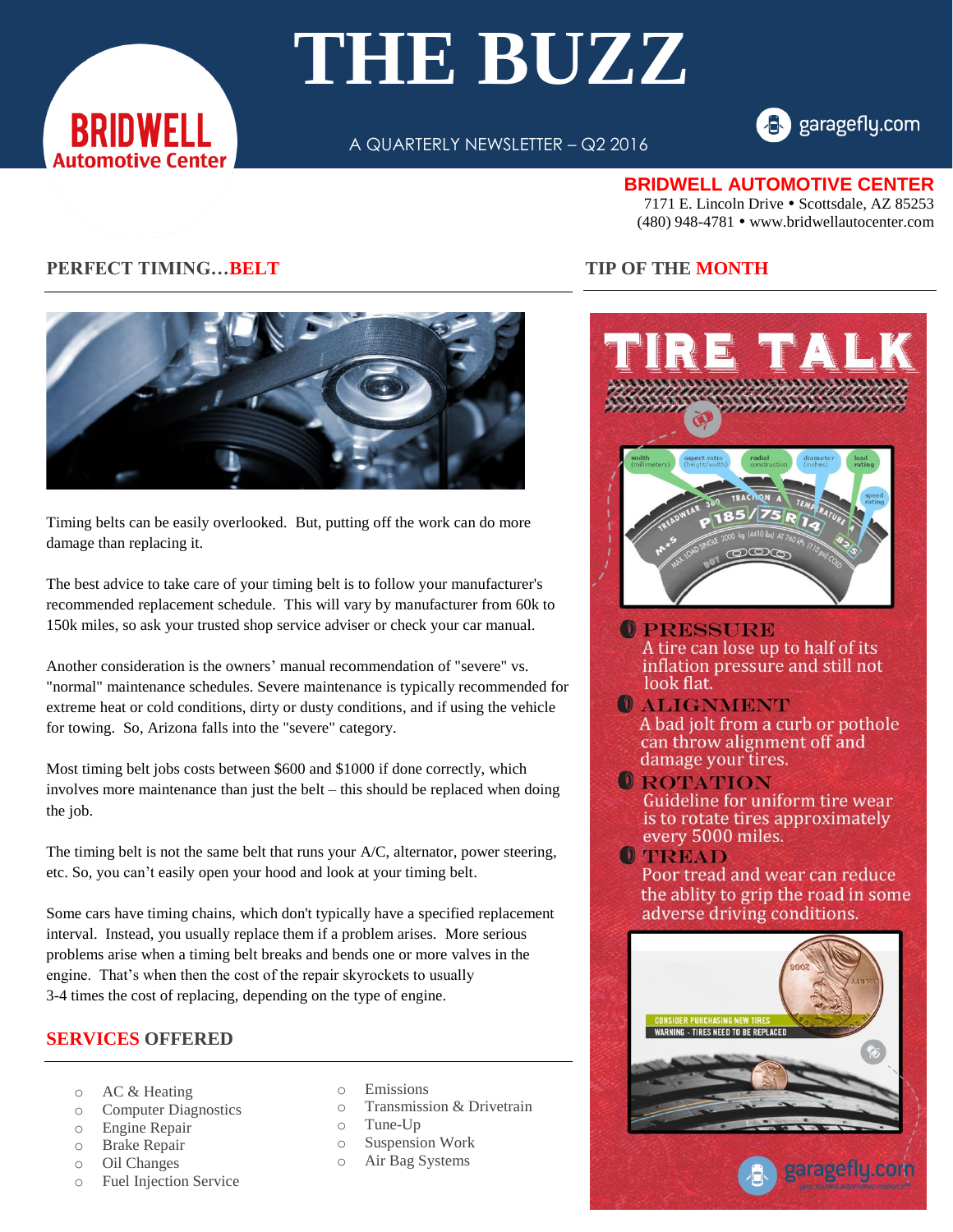# THE BUZZ

BRIDWELL Automotive Center

A QUARTERLY NEWSLETTER – Q2 2016

garagefly.com

**BRIDWELL AUTOMOTIVE CENTER**
7171 E. Lincoln Drive • Scottsdale, AZ 85253
(480) 948-4781 • www.bridwellautocenter.com

## PERFECT TIMING…BELT

Timing belts can be easily overlooked. But, putting off the work can do more damage than replacing it.

The best advice to take care of your timing belt is to follow your manufacturer's recommended replacement schedule. This will vary by manufacturer from 60k to 150k miles, so ask your trusted shop service adviser or check your car manual.

Another consideration is the owners' manual recommendation of "severe" vs. "normal" maintenance schedules. Severe maintenance is typically recommended for extreme heat or cold conditions, dirty or dusty conditions, and if using the vehicle for towing. So, Arizona falls into the "severe" category.

Most timing belt jobs costs between $600 and $1000 if done correctly, which involves more maintenance than just the belt – this should be replaced when doing the job.

The timing belt is not the same belt that runs your A/C, alternator, power steering, etc. So, you can't easily open your hood and look at your timing belt.

Some cars have timing chains, which don't typically have a specified replacement interval. Instead, you usually replace them if a problem arises. More serious problems arise when a timing belt breaks and bends one or more valves in the engine. That's when then the cost of the repair skyrockets to usually 3-4 times the cost of replacing, depending on the type of engine.

## SERVICES OFFERED

- AC & Heating
- Computer Diagnostics
- Engine Repair
- Brake Repair
- Oil Changes
- Fuel Injection Service
- Emissions
- Transmission & Drivetrain
- Tune-Up
- Suspension Work
- Air Bag Systems

## TIP OF THE MONTH

### TIRE TALK

**PRESSURE**
A tire can lose up to half of its inflation pressure and still not look flat.

**ALIGNMENT**
A bad jolt from a curb or pothole can throw alignment off and damage your tires.

**ROTATION**
Guideline for uniform tire wear is to rotate tires approximately every 5000 miles.

**TREAD**
Poor tread and wear can reduce the ablity to grip the road in some adverse driving conditions.

garagefly.com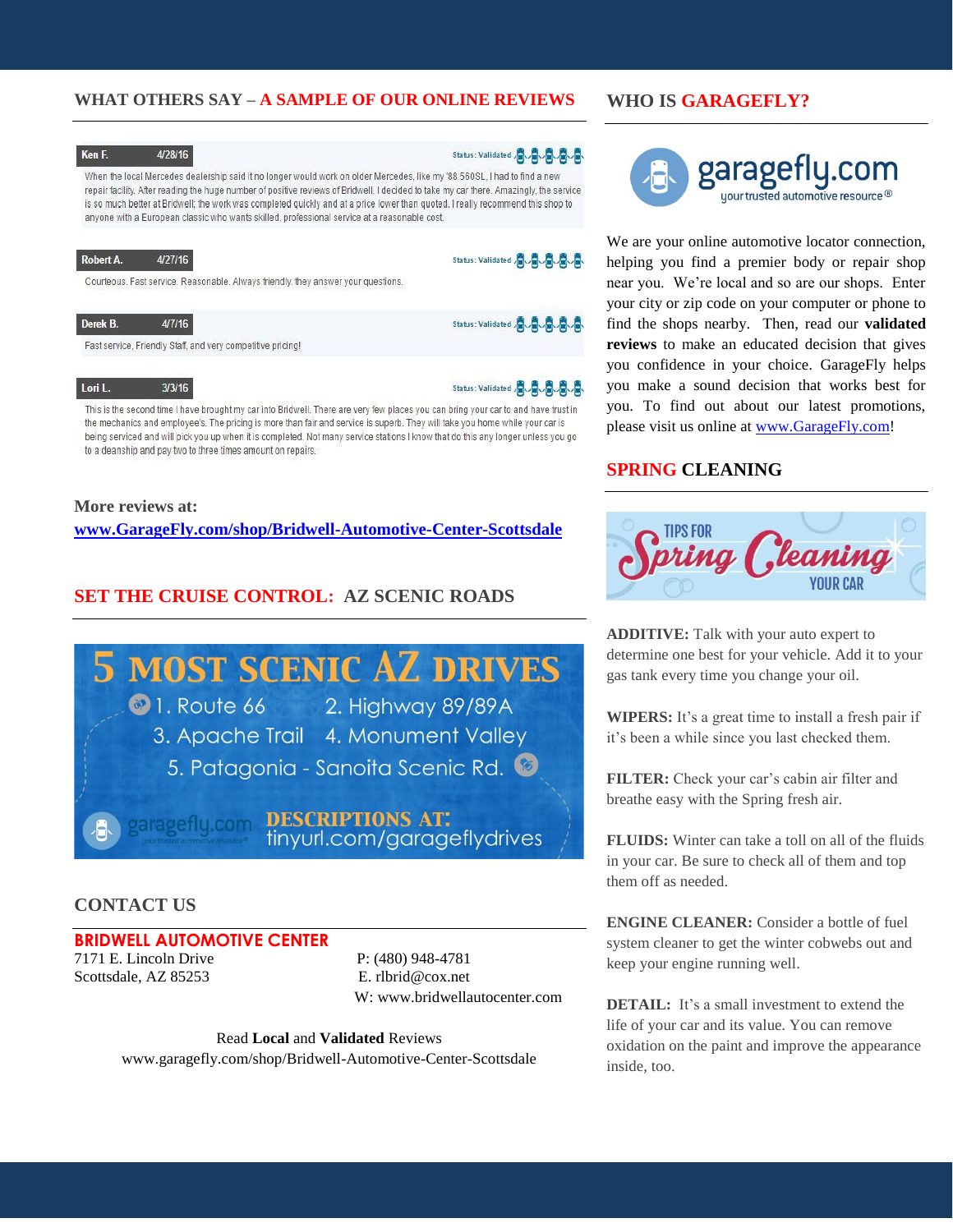## WHAT OTHERS SAY – A SAMPLE OF OUR ONLINE REVIEWS

**Ken F.** 4/28/16 — Status: Validated

When the local Mercedes dealership said it no longer would work on older Mercedes, like my '88 560SL, I had to find a new repair facility. After reading the huge number of positive reviews of Bridwell, I decided to take my car there. Amazingly, the service is so much better at Bridwell; the work was completed quickly and at a price lower than quoted. I really recommend this shop to anyone with a European classic who wants skilled, professional service at a reasonable cost.

**Robert A.** 4/27/16 — Status: Validated

Courteous. Fast service. Reasonable. Always friendly. they answer your questions.

**Derek B.** 4/7/16 — Status: Validated

Fast service, Friendly Staff, and very competitive pricing!

**Lori L.** 3/3/16 — Status: Validated

This is the second time I have brought my car into Bridwell. There are very few places you can bring your car to and have trust in the mechanics and employee's. The pricing is more than fair and service is superb. They will take you home while your car is being serviced and will pick you up when it is completed. Not many service stations I know that do this any longer unless you go to a deanship and pay two to three times amount on repairs.

**More reviews at:**
[www.GarageFly.com/shop/Bridwell-Automotive-Center-Scottsdale](www.GarageFly.com/shop/Bridwell-Automotive-Center-Scottsdale)

## SET THE CRUISE CONTROL: AZ SCENIC ROADS

**5 MOST SCENIC AZ DRIVES**

1. Route 66
2. Highway 89/89A
3. Apache Trail
4. Monument Valley
5. Patagonia - Sanoita Scenic Rd.

garagefly.com — DESCRIPTIONS AT: tinyurl.com/garageflydrives

## CONTACT US

**BRIDWELL AUTOMOTIVE CENTER**

7171 E. Lincoln Drive
Scottsdale, AZ 85253

P: (480) 948-4781
E. rlbrid@cox.net
W: www.bridwellautocenter.com

Read **Local** and **Validated** Reviews
www.garagefly.com/shop/Bridwell-Automotive-Center-Scottsdale

## WHO IS GARAGEFLY?

garagefly.com — your trusted automotive resource®

We are your online automotive locator connection, helping you find a premier body or repair shop near you. We're local and so are our shops. Enter your city or zip code on your computer or phone to find the shops nearby. Then, read our **validated reviews** to make an educated decision that gives you confidence in your choice. GarageFly helps you make a sound decision that works best for you. To find out about our latest promotions, please visit us online at [www.GarageFly.com](www.GarageFly.com)!

## SPRING CLEANING

TIPS FOR Spring Cleaning YOUR CAR

**ADDITIVE:** Talk with your auto expert to determine one best for your vehicle. Add it to your gas tank every time you change your oil.

**WIPERS:** It's a great time to install a fresh pair if it's been a while since you last checked them.

**FILTER:** Check your car's cabin air filter and breathe easy with the Spring fresh air.

**FLUIDS:** Winter can take a toll on all of the fluids in your car. Be sure to check all of them and top them off as needed.

**ENGINE CLEANER:** Consider a bottle of fuel system cleaner to get the winter cobwebs out and keep your engine running well.

**DETAIL:** It's a small investment to extend the life of your car and its value. You can remove oxidation on the paint and improve the appearance inside, too.